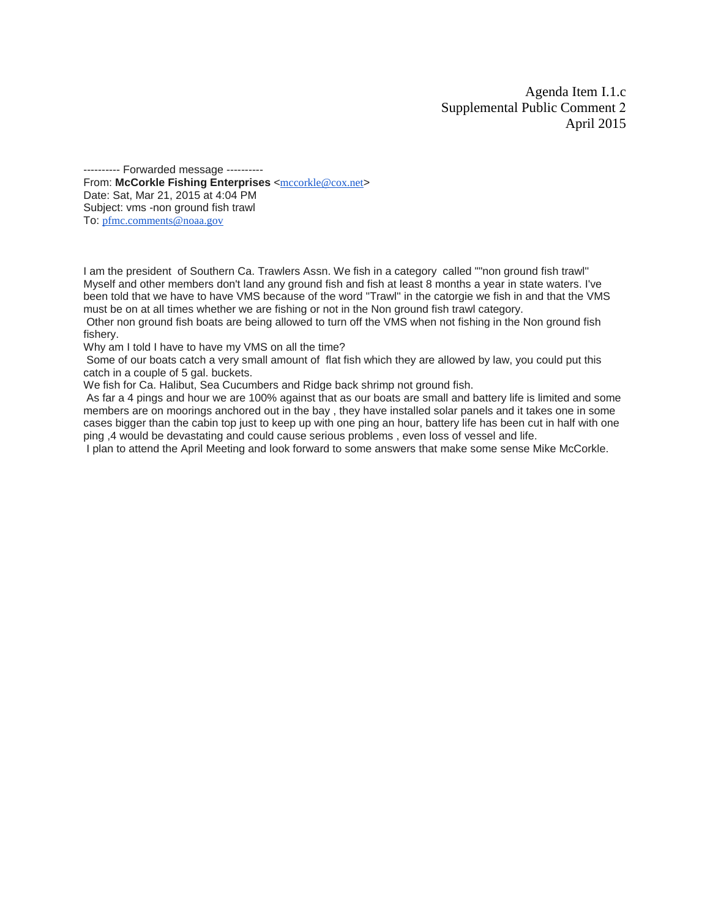Agenda Item I.1.c
Supplemental Public Comment 2
April 2015

---------- Forwarded message ----------
From: **McCorkle Fishing Enterprises** <mccorkle@cox.net>
Date: Sat, Mar 21, 2015 at 4:04 PM
Subject: vms -non ground fish trawl
To: pfmc.comments@noaa.gov

I am the president of Southern Ca. Trawlers Assn. We fish in a category called ""non ground fish trawl" Myself and other members don't land any ground fish and fish at least 8 months a year in state waters. I've been told that we have to have VMS because of the word "Trawl" in the catorgie we fish in and that the VMS must be on at all times whether we are fishing or not in the Non ground fish trawl category.

Other non ground fish boats are being allowed to turn off the VMS when not fishing in the Non ground fish fishery.

Why am I told I have to have my VMS on all the time?

Some of our boats catch a very small amount of flat fish which they are allowed by law, you could put this catch in a couple of 5 gal. buckets.

We fish for Ca. Halibut, Sea Cucumbers and Ridge back shrimp not ground fish.

As far a 4 pings and hour we are 100% against that as our boats are small and battery life is limited and some members are on moorings anchored out in the bay , they have installed solar panels and it takes one in some cases bigger than the cabin top just to keep up with one ping an hour, battery life has been cut in half with one ping ,4 would be devastating and could cause serious problems , even loss of vessel and life.

I plan to attend the April Meeting and look forward to some answers that make some sense Mike McCorkle.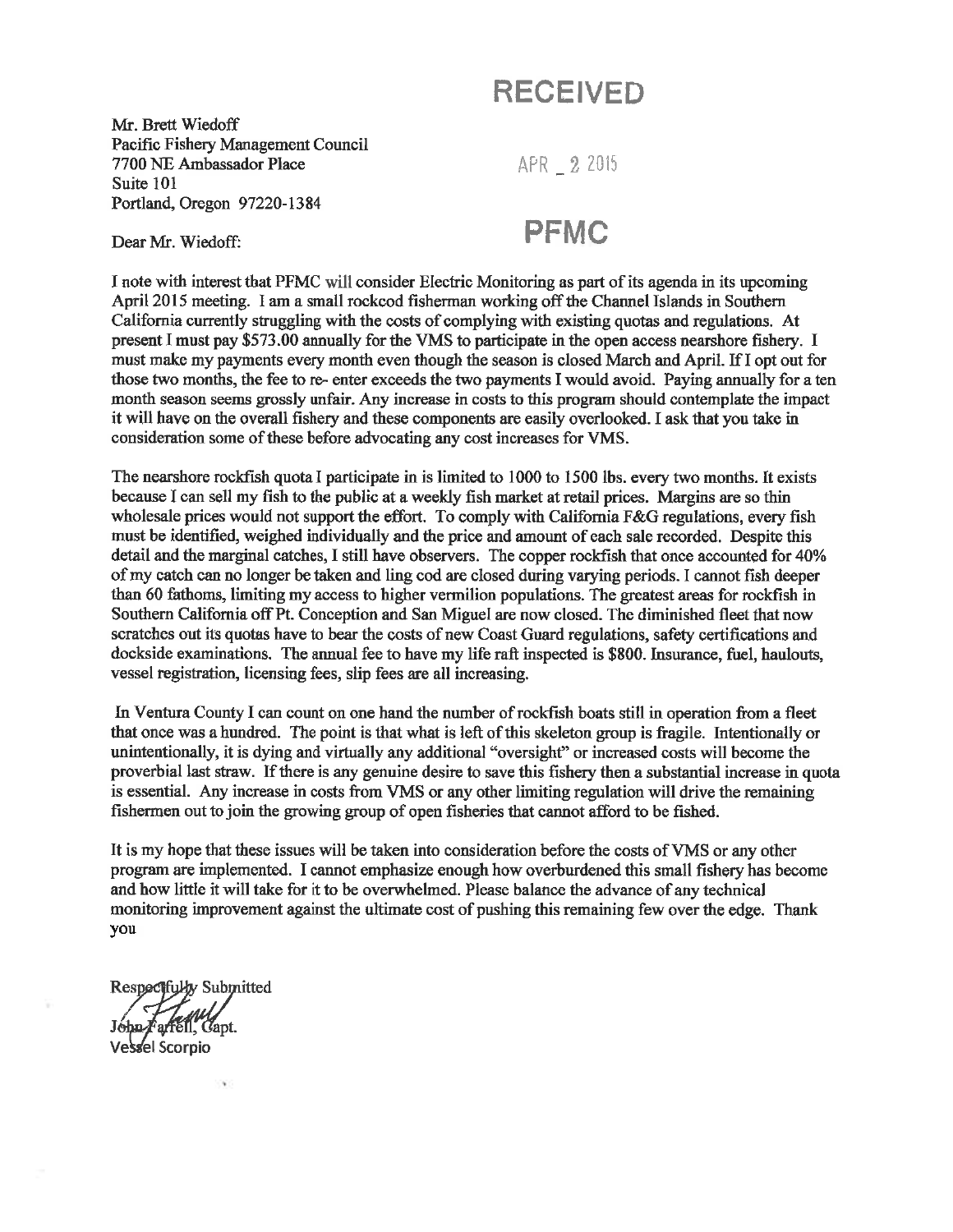RECEIVED

APR _ 2 2015

PFMC

Mr. Brett Wiedoff
Pacific Fishery Management Council
7700 NE Ambassador Place
Suite 101
Portland, Oregon 97220-1384

Dear Mr. Wiedoff:

I note with interest that PFMC will consider Electric Monitoring as part of its agenda in its upcoming April 2015 meeting. I am a small rockcod fisherman working off the Channel Islands in Southern California currently struggling with the costs of complying with existing quotas and regulations. At present I must pay $573.00 annually for the VMS to participate in the open access nearshore fishery. I must make my payments every month even though the season is closed March and April. If I opt out for those two months, the fee to re- enter exceeds the two payments I would avoid. Paying annually for a ten month season seems grossly unfair. Any increase in costs to this program should contemplate the impact it will have on the overall fishery and these components are easily overlooked. I ask that you take in consideration some of these before advocating any cost increases for VMS.

The nearshore rockfish quota I participate in is limited to 1000 to 1500 lbs. every two months. It exists because I can sell my fish to the public at a weekly fish market at retail prices. Margins are so thin wholesale prices would not support the effort. To comply with California F&G regulations, every fish must be identified, weighed individually and the price and amount of each sale recorded. Despite this detail and the marginal catches, I still have observers. The copper rockfish that once accounted for 40% of my catch can no longer be taken and ling cod are closed during varying periods. I cannot fish deeper than 60 fathoms, limiting my access to higher vermilion populations. The greatest areas for rockfish in Southern California off Pt. Conception and San Miguel are now closed. The diminished fleet that now scratches out its quotas have to bear the costs of new Coast Guard regulations, safety certifications and dockside examinations. The annual fee to have my life raft inspected is $800. Insurance, fuel, haulouts, vessel registration, licensing fees, slip fees are all increasing.

In Ventura County I can count on one hand the number of rockfish boats still in operation from a fleet that once was a hundred. The point is that what is left of this skeleton group is fragile. Intentionally or unintentionally, it is dying and virtually any additional "oversight" or increased costs will become the proverbial last straw. If there is any genuine desire to save this fishery then a substantial increase in quota is essential. Any increase in costs from VMS or any other limiting regulation will drive the remaining fishermen out to join the growing group of open fisheries that cannot afford to be fished.

It is my hope that these issues will be taken into consideration before the costs of VMS or any other program are implemented. I cannot emphasize enough how overburdened this small fishery has become and how little it will take for it to be overwhelmed. Please balance the advance of any technical monitoring improvement against the ultimate cost of pushing this remaining few over the edge. Thank you

Respectfully Submitted

John Farrell, Capt.
Vessel Scorpio